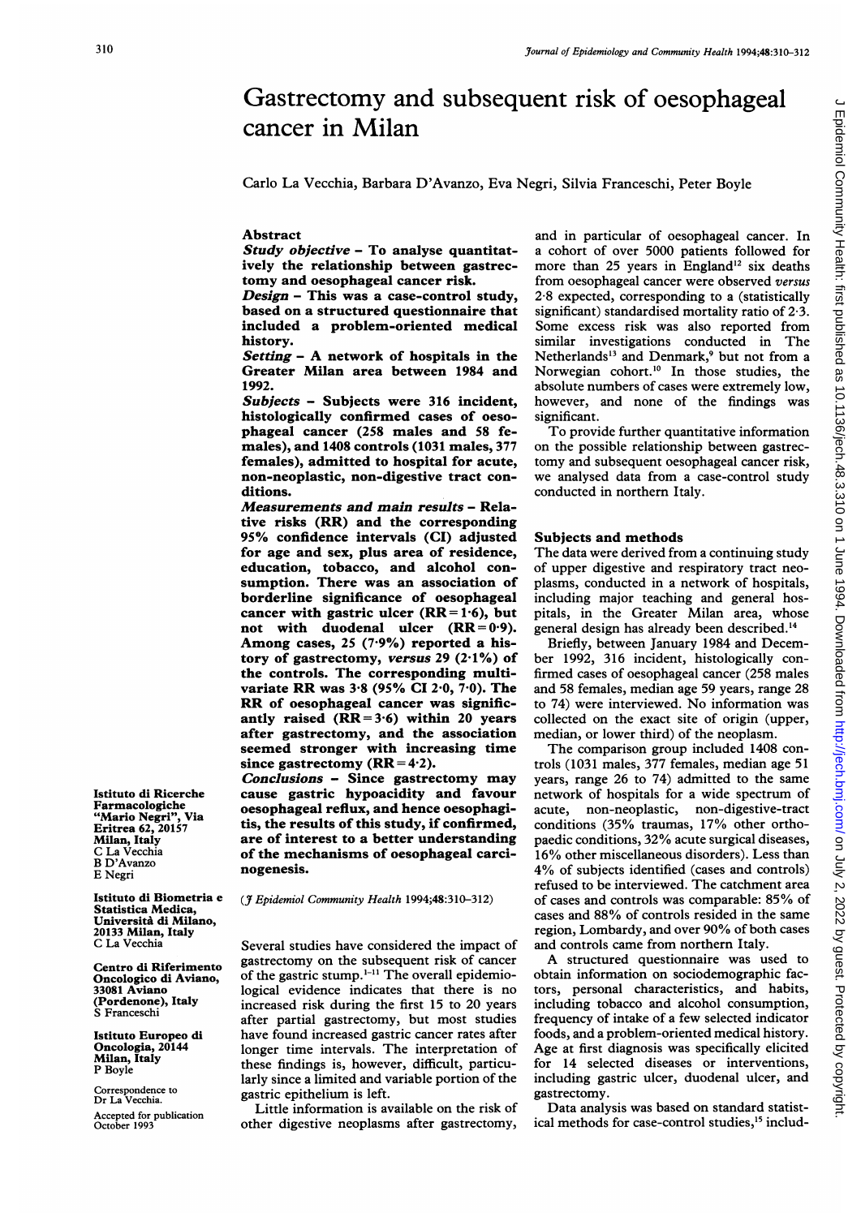# Gastrectomy and subsequent risk of oesophageal cancer in Milan

Carlo La Vecchia, Barbara D'Avanzo, Eva Negri, Silvia Franceschi, Peter Boyle

## Abstract

***Study objective*** – To analyse quantitatively the relationship between gastrectomy and oesophageal cancer risk.

***Design*** – This was a case-control study, based on a structured questionnaire that included a problem-oriented medical history.

***Setting*** – A network of hospitals in the Greater Milan area between 1984 and 1992.

***Subjects*** – Subjects were 316 incident, histologically confirmed cases of oesophageal cancer (258 males and 58 females), and 1408 controls (1031 males, 377 females), admitted to hospital for acute, non-neoplastic, non-digestive tract conditions.

***Measurements and main results*** – Relative risks (RR) and the corresponding 95% confidence intervals (CI) adjusted for age and sex, plus area of residence, education, tobacco, and alcohol consumption. There was an association of borderline significance of oesophageal cancer with gastric ulcer (RR = 1·6), but not with duodenal ulcer (RR = 0·9). Among cases, 25 (7·9%) reported a history of gastrectomy, *versus* 29 (2·1%) of the controls. The corresponding multivariate RR was 3·8 (95% CI 2·0, 7·0). The RR of oesophageal cancer was significantly raised (RR = 3·6) within 20 years after gastrectomy, and the association seemed stronger with increasing time since gastrectomy (RR = 4·2).

***Conclusions*** – Since gastrectomy may cause gastric hypoacidity and favour oesophageal reflux, and hence oesophagitis, the results of this study, if confirmed, are of interest to a better understanding of the mechanisms of oesophageal carcinogenesis.

(*J Epidemiol Community Health* 1994;48:310–312)

Istituto di Ricerche Farmacologiche "Mario Negri", Via Eritrea 62, 20157 Milan, Italy
C La Vecchia
B D'Avanzo
E Negri

Istituto di Biometria e Statistica Medica, Università di Milano, 20133 Milan, Italy
C La Vecchia

Centro di Riferimento Oncologico di Aviano, 33081 Aviano (Pordenone), Italy
S Franceschi

Istituto Europeo di Oncologia, 20144 Milan, Italy
P Boyle

Correspondence to Dr La Vecchia.

Accepted for publication October 1993

Several studies have considered the impact of gastrectomy on the subsequent risk of cancer of the gastric stump.[1–11] The overall epidemiological evidence indicates that there is no increased risk during the first 15 to 20 years after partial gastrectomy, but most studies have found increased gastric cancer rates after longer time intervals. The interpretation of these findings is, however, difficult, particularly since a limited and variable portion of the gastric epithelium is left.

Little information is available on the risk of other digestive neoplasms after gastrectomy, and in particular of oesophageal cancer. In a cohort of over 5000 patients followed for more than 25 years in England[12] six deaths from oesophageal cancer were observed *versus* 2·8 expected, corresponding to a (statistically significant) standardised mortality ratio of 2·3. Some excess risk was also reported from similar investigations conducted in The Netherlands[13] and Denmark,[9] but not from a Norwegian cohort.[10] In those studies, the absolute numbers of cases were extremely low, however, and none of the findings was significant.

To provide further quantitative information on the possible relationship between gastrectomy and subsequent oesophageal cancer risk, we analysed data from a case-control study conducted in northern Italy.

## Subjects and methods

The data were derived from a continuing study of upper digestive and respiratory tract neoplasms, conducted in a network of hospitals, including major teaching and general hospitals, in the Greater Milan area, whose general design has already been described.[14]

Briefly, between January 1984 and December 1992, 316 incident, histologically confirmed cases of oesophageal cancer (258 males and 58 females, median age 59 years, range 28 to 74) were interviewed. No information was collected on the exact site of origin (upper, median, or lower third) of the neoplasm.

The comparison group included 1408 controls (1031 males, 377 females, median age 51 years, range 26 to 74) admitted to the same network of hospitals for a wide spectrum of acute, non-neoplastic, non-digestive-tract conditions (35% traumas, 17% other orthopaedic conditions, 32% acute surgical diseases, 16% other miscellaneous disorders). Less than 4% of subjects identified (cases and controls) refused to be interviewed. The catchment area of cases and controls was comparable: 85% of cases and 88% of controls resided in the same region, Lombardy, and over 90% of both cases and controls came from northern Italy.

A structured questionnaire was used to obtain information on sociodemographic factors, personal characteristics, and habits, including tobacco and alcohol consumption, frequency of intake of a few selected indicator foods, and a problem-oriented medical history. Age at first diagnosis was specifically elicited for 14 selected diseases or interventions, including gastric ulcer, duodenal ulcer, and gastrectomy.

Data analysis was based on standard statistical methods for case-control studies,[15] includ-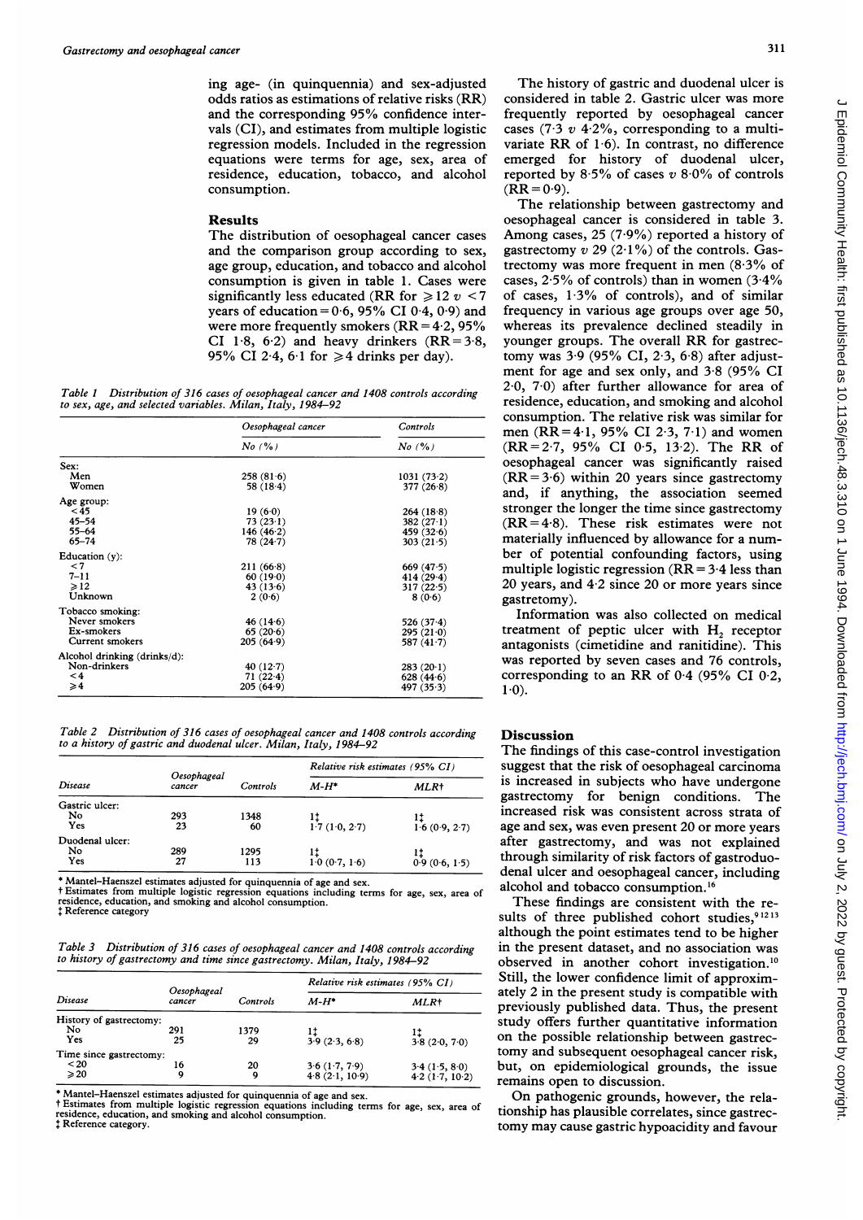ing age- (in quinquennia) and sex-adjusted odds ratios as estimations of relative risks (RR) and the corresponding 95% confidence intervals (CI), and estimates from multiple logistic regression models. Included in the regression equations were terms for age, sex, area of residence, education, tobacco, and alcohol consumption.

## Results

The distribution of oesophageal cancer cases and the comparison group according to sex, age group, education, and tobacco and alcohol consumption is given in table 1. Cases were significantly less educated (RR for ≥12 v <7 years of education = 0·6, 95% CI 0·4, 0·9) and were more frequently smokers (RR = 4·2, 95% CI 1·8, 6·2) and heavy drinkers (RR = 3·8, 95% CI 2·4, 6·1 for ≥4 drinks per day).

*Table 1 Distribution of 316 cases of oesophageal cancer and 1408 controls according to sex, age, and selected variables. Milan, Italy, 1984–92*

| | Oesophageal cancer | Controls |
|---|---|---|
| | No (%) | No (%) |
| **Sex:** | | |
| Men | 258 (81·6) | 1031 (73·2) |
| Women | 58 (18·4) | 377 (26·8) |
| **Age group:** | | |
| <45 | 19 (6·0) | 264 (18·8) |
| 45–54 | 73 (23·1) | 382 (27·1) |
| 55–64 | 146 (46·2) | 459 (32·6) |
| 65–74 | 78 (24·7) | 303 (21·5) |
| **Education (y):** | | |
| <7 | 211 (66·8) | 669 (47·5) |
| 7–11 | 60 (19·0) | 414 (29·4) |
| ≥12 | 43 (13·6) | 317 (22·5) |
| Unknown | 2 (0·6) | 8 (0·6) |
| **Tobacco smoking:** | | |
| Never smokers | 46 (14·6) | 526 (37·4) |
| Ex-smokers | 65 (20·6) | 295 (21·0) |
| Current smokers | 205 (64·9) | 587 (41·7) |
| **Alcohol drinking (drinks/d):** | | |
| Non-drinkers | 40 (12·7) | 283 (20·1) |
| <4 | 71 (22·4) | 628 (44·6) |
| ≥4 | 205 (64·9) | 497 (35·3) |

*Table 2 Distribution of 316 cases of oesophageal cancer and 1408 controls according to a history of gastric and duodenal ulcer. Milan, Italy, 1984–92*

| Disease | Oesophageal cancer | Controls | Relative risk estimates (95% CI) | |
|---|---|---|---|---|
| | | | M-H* | MLR† |
| **Gastric ulcer:** | | | | |
| No | 293 | 1348 | 1‡ | 1‡ |
| Yes | 23 | 60 | 1·7 (1·0, 2·7) | 1·6 (0·9, 2·7) |
| **Duodenal ulcer:** | | | | |
| No | 289 | 1295 | 1‡ | 1‡ |
| Yes | 27 | 113 | 1·0 (0·7, 1·6) | 0·9 (0·6, 1·5) |

\* Mantel–Haenszel estimates adjusted for quinquennia of age and sex.
† Estimates from multiple logistic regression equations including terms for age, sex, area of residence, education, and smoking and alcohol consumption.
‡ Reference category

*Table 3 Distribution of 316 cases of oesophageal cancer and 1408 controls according to history of gastrectomy and time since gastrectomy. Milan, Italy, 1984–92*

| Disease | Oesophageal cancer | Controls | Relative risk estimates (95% CI) | |
|---|---|---|---|---|
| | | | M-H* | MLR† |
| **History of gastrectomy:** | | | | |
| No | 291 | 1379 | 1‡ | 1‡ |
| Yes | 25 | 29 | 3·9 (2·3, 6·8) | 3·8 (2·0, 7·0) |
| **Time since gastrectomy:** | | | | |
| <20 | 16 | 20 | 3·6 (1·7, 7·9) | 3·4 (1·5, 8·0) |
| ≥20 | 9 | 9 | 4·8 (2·1, 10·9) | 4·2 (1·7, 10·2) |

\* Mantel–Haenszel estimates adjusted for quinquennia of age and sex.
† Estimates from multiple logistic regression equations including terms for age, sex, area of residence, education, and smoking and alcohol consumption.
‡ Reference category.

The history of gastric and duodenal ulcer is considered in table 2. Gastric ulcer was more frequently reported by oesophageal cancer cases (7·3 v 4·2%, corresponding to a multivariate RR of 1·6). In contrast, no difference emerged for history of duodenal ulcer, reported by 8·5% of cases v 8·0% of controls (RR = 0·9).

The relationship between gastrectomy and oesophageal cancer is considered in table 3. Among cases, 25 (7·9%) reported a history of gastrectomy v 29 (2·1%) of the controls. Gastrectomy was more frequent in men (8·3% of cases, 2·5% of controls) than in women (3·4% of cases, 1·3% of controls), and of similar frequency in various age groups over age 50, whereas its prevalence declined steadily in younger groups. The overall RR for gastrectomy was 3·9 (95% CI, 2·3, 6·8) after adjustment for age and sex only, and 3·8 (95% CI 2·0, 7·0) after further allowance for area of residence, education, and smoking and alcohol consumption. The relative risk was similar for men (RR = 4·1, 95% CI 2·3, 7·1) and women (RR = 2·7, 95% CI 0·5, 13·2). The RR of oesophageal cancer was significantly raised (RR = 3·6) within 20 years since gastrectomy and, if anything, the association seemed stronger the longer the time since gastrectomy (RR = 4·8). These risk estimates were not materially influenced by allowance for a number of potential confounding factors, using multiple logistic regression (RR = 3·4 less than 20 years, and 4·2 since 20 or more years since gastrectomy).

Information was also collected on medical treatment of peptic ulcer with $H_2$ receptor antagonists (cimetidine and ranitidine). This was reported by seven cases and 76 controls, corresponding to an RR of 0·4 (95% CI 0·2, 1·0).

## Discussion

The findings of this case-control investigation suggest that the risk of oesophageal carcinoma is increased in subjects who have undergone gastrectomy for benign conditions. The increased risk was consistent across strata of age and sex, was even present 20 or more years after gastrectomy, and was not explained through similarity of risk factors of gastroduodenal ulcer and oesophageal cancer, including alcohol and tobacco consumption.[16]

These findings are consistent with the results of three published cohort studies,[9,12,13] although the point estimates tend to be higher in the present dataset, and no association was observed in another cohort investigation.[10] Still, the lower confidence limit of approximately 2 in the present study is compatible with previously published data. Thus, the present study offers further quantitative information on the possible relationship between gastrectomy and subsequent oesophageal cancer risk, but, on epidemiological grounds, the issue remains open to discussion.

On pathogenic grounds, however, the relationship has plausible correlates, since gastrectomy may cause gastric hypoacidity and favour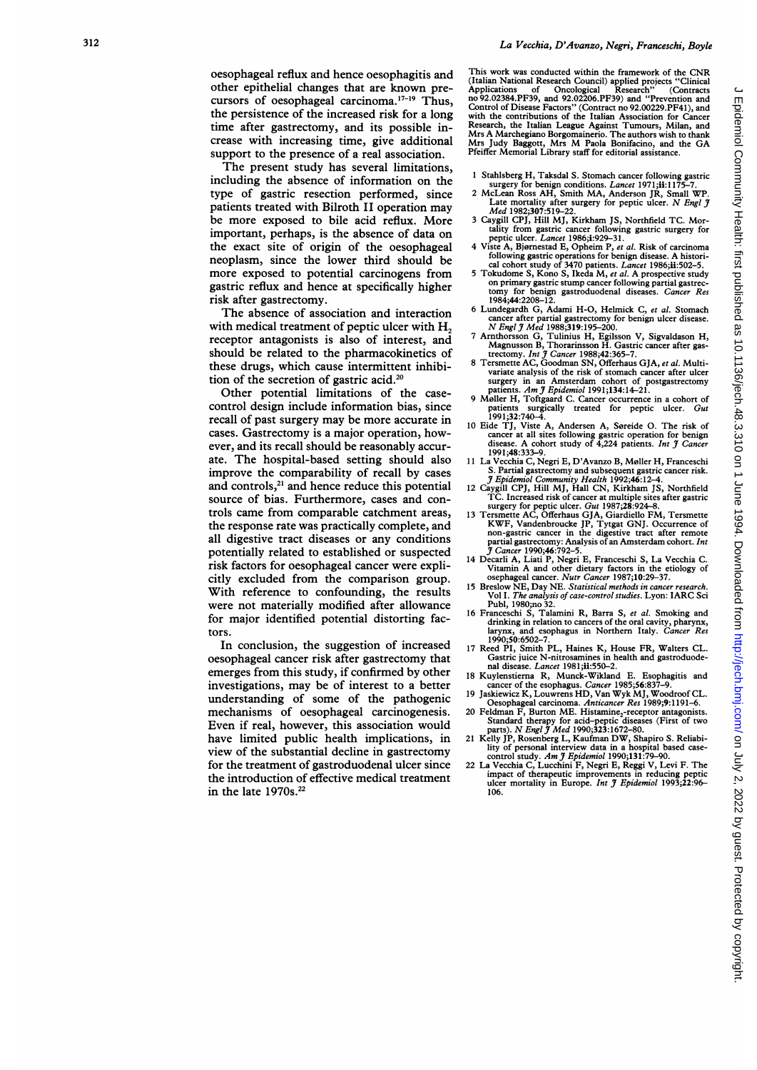oesophageal reflux and hence oesophagitis and other epithelial changes that are known precursors of oesophageal carcinoma.[17-19] Thus, the persistence of the increased risk for a long time after gastrectomy, and its possible increase with increasing time, give additional support to the presence of a real association.

The present study has several limitations, including the absence of information on the type of gastric resection performed, since patients treated with Bilroth II operation may be more exposed to bile acid reflux. More important, perhaps, is the absence of data on the exact site of origin of the oesophageal neoplasm, since the lower third should be more exposed to potential carcinogens from gastric reflux and hence at specifically higher risk after gastrectomy.

The absence of association and interaction with medical treatment of peptic ulcer with $H_2$ receptor antagonists is also of interest, and should be related to the pharmacokinetics of these drugs, which cause intermittent inhibition of the secretion of gastric acid.[20]

Other potential limitations of the case-control design include information bias, since recall of past surgery may be more accurate in cases. Gastrectomy is a major operation, however, and its recall should be reasonably accurate. The hospital-based setting should also improve the comparability of recall by cases and controls,[21] and hence reduce this potential source of bias. Furthermore, cases and controls came from comparable catchment areas, the response rate was practically complete, and all digestive tract diseases or any conditions potentially related to established or suspected risk factors for oesophageal cancer were explicitly excluded from the comparison group. With reference to confounding, the results were not materially modified after allowance for major identified potential distorting factors.

In conclusion, the suggestion of increased oesophageal cancer risk after gastrectomy that emerges from this study, if confirmed by other investigations, may be of interest to a better understanding of some of the pathogenic mechanisms of oesophageal carcinogenesis. Even if real, however, this association would have limited public health implications, in view of the substantial decline in gastrectomy for the treatment of gastroduodenal ulcer since the introduction of effective medical treatment in the late 1970s.[22]

This work was conducted within the framework of the CNR (Italian National Research Council) applied projects "Clinical Applications of Oncological Research" (Contracts no 92.02384.PF39, and 92.02206.PF39) and "Prevention and Control of Disease Factors" (Contract no 92.00229.PF41), and with the contributions of the Italian Association for Cancer Research, the Italian League Against Tumours, Milan, and Mrs A Marchegiano Borgomainerio. The authors wish to thank Mrs Judy Baggott, Mrs M Paola Bonifacino, and the GA Pfeiffer Memorial Library staff for editorial assistance.

1. Stahlsberg H, Taksdal S. Stomach cancer following gastric surgery for benign conditions. *Lancet* 1971;**ii**:1175–7.
2. McLean Ross AH, Smith MA, Anderson JR, Small WP. Late mortality after surgery for peptic ulcer. *N Engl J Med* 1982;**307**:519–22.
3. Caygill CPJ, Hill MJ, Kirkham JS, Northfield TC. Mortality from gastric cancer following gastric surgery for peptic ulcer. *Lancet* 1986;**i**:929–31.
4. Viste A, Bjørnestad E, Opheim P, *et al*. Risk of carcinoma following gastric operations for benign disease. A historical cohort study of 3470 patients. *Lancet* 1986;**ii**:502–5.
5. Tokudome S, Kono S, Ikeda M, *et al*. A prospective study on primary gastric stump cancer following partial gastrectomy for benign gastroduodenal diseases. *Cancer Res* 1984;**44**:2208–12.
6. Lundegardh G, Adami H-O, Helmick C, *et al*. Stomach cancer after partial gastrectomy for benign ulcer disease. *N Engl J Med* 1988;**319**:195–200.
7. Arnthorsson G, Tulinius H, Egilsson V, Sigvaldason H, Magnusson B, Thorarinsson H. Gastric cancer after gastrectomy. *Int J Cancer* 1988;**42**:365–7.
8. Tersmette AC, Goodman SN, Offerhaus GJA, *et al*. Multivariate analysis of the risk of stomach cancer after ulcer surgery in an Amsterdam cohort of postgastrectomy patients. *Am J Epidemiol* 1991;**134**:14–21.
9. Møller H, Toftgaard C. Cancer occurrence in a cohort of patients surgically treated for peptic ulcer. *Gut* 1991;**32**:740–4.
10. Eide TJ, Viste A, Andersen A, Søreide O. The risk of cancer at all sites following gastric operation for benign disease. A cohort study of 4,224 patients. *Int J Cancer* 1991;**48**:333–9.
11. La Vecchia C, Negri E, D'Avanzo B, Møller H, Franceschi S. Partial gastrectomy and subsequent gastric cancer risk. *J Epidemiol Community Health* 1992;**46**:12–4.
12. Caygill CPJ, Hill MJ, Hall CN, Kirkham JS, Northfield TC. Increased risk of cancer at multiple sites after gastric surgery for peptic ulcer. *Gut* 1987;**28**:924–8.
13. Tersmette AC, Offerhaus GJA, Giardiello FM, Tersmette KWF, Vandenbroucke JP, Tytgat GNJ. Occurrence of non-gastric cancer in the digestive tract after remote partial gastrectomy: Analysis of an Amsterdam cohort. *Int J Cancer* 1990;**46**:792–5.
14. Decarli A, Liati P, Negri E, Franceschi S, La Vecchia C. Vitamin A and other dietary factors in the etiology of esophageal cancer. *Nutr Cancer* 1987;**10**:29–37.
15. Breslow NE, Day NE. *Statistical methods in cancer research*. Vol I. *The analysis of case-control studies*. Lyon: IARC Sci Publ, 1980;no 32.
16. Franceschi S, Talamini R, Barra S, *et al*. Smoking and drinking in relation to cancers of the oral cavity, pharynx, larynx, and esophagus in Northern Italy. *Cancer Res* 1990;**50**:6502–7.
17. Reed PI, Smith PL, Haines K, House FR, Walters CL. Gastric juice N-nitrosamines in health and gastroduodenal disease. *Lancet* 1981;**ii**:550–2.
18. Kuylenstierna R, Munck-Wikland E. Esophagitis and cancer of the esophagus. *Cancer* 1985;**56**:837–9.
19. Jaskiewicz K, Louwrens HD, Van Wyk MJ, Woodroof CL. Oesophageal carcinoma. *Anticancer Res* 1989;**9**:1191–6.
20. Feldman F, Burton ME. Histamine$_2$-receptor antagonists. Standard therapy for acid–peptic diseases (First of two parts). *N Engl J Med* 1990;**323**:1672–80.
21. Kelly JP, Rosenberg L, Kaufman DW, Shapiro S. Reliability of personal interview data in a hospital based case-control study. *Am J Epidemiol* 1990;**131**:79–90.
22. La Vecchia C, Lucchini F, Negri E, Reggi V, Levi F. The impact of therapeutic improvements in reducing peptic ulcer mortality in Europe. *Int J Epidemiol* 1993;**22**:96–106.